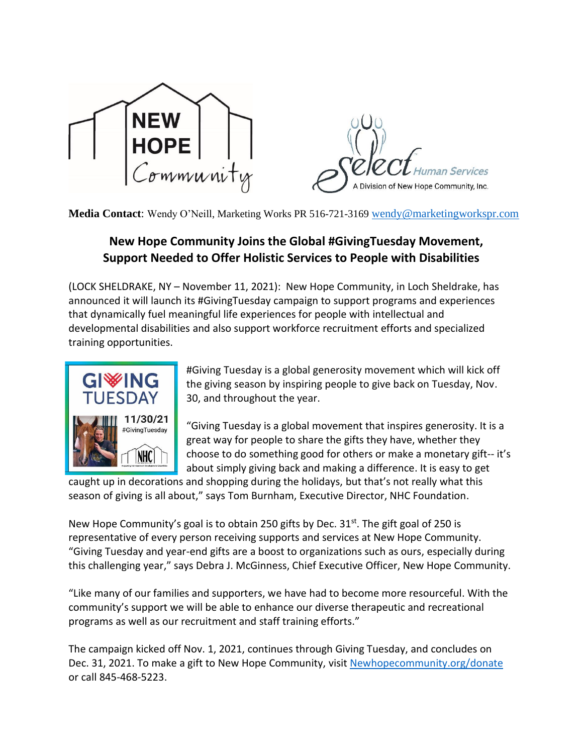**Media Contact**: Wendy O'Neill, Marketing Works PR 516-721-3169 wendy@marketingworkspr.com

## New Hope Community Joins the Global #GivingTuesday Movement, Support Needed to Offer Holistic Services to People with Disabilities

(LOCK SHELDRAKE, NY – November 11, 2021): New Hope Community, in Loch Sheldrake, has announced it will launch its #GivingTuesday campaign to support programs and experiences that dynamically fuel meaningful life experiences for people with intellectual and developmental disabilities and also support workforce recruitment efforts and specialized training opportunities.

#Giving Tuesday is a global generosity movement which will kick off the giving season by inspiring people to give back on Tuesday, Nov. 30, and throughout the year.

"Giving Tuesday is a global movement that inspires generosity. It is a great way for people to share the gifts they have, whether they choose to do something good for others or make a monetary gift-- it's about simply giving back and making a difference. It is easy to get caught up in decorations and shopping during the holidays, but that's not really what this season of giving is all about," says Tom Burnham, Executive Director, NHC Foundation.

New Hope Community's goal is to obtain 250 gifts by Dec. 31st. The gift goal of 250 is representative of every person receiving supports and services at New Hope Community. "Giving Tuesday and year-end gifts are a boost to organizations such as ours, especially during this challenging year," says Debra J. McGinness, Chief Executive Officer, New Hope Community.

"Like many of our families and supporters, we have had to become more resourceful. With the community's support we will be able to enhance our diverse therapeutic and recreational programs as well as our recruitment and staff training efforts."

The campaign kicked off Nov. 1, 2021, continues through Giving Tuesday, and concludes on Dec. 31, 2021. To make a gift to New Hope Community, visit Newhopecommunity.org/donate or call 845-468-5223.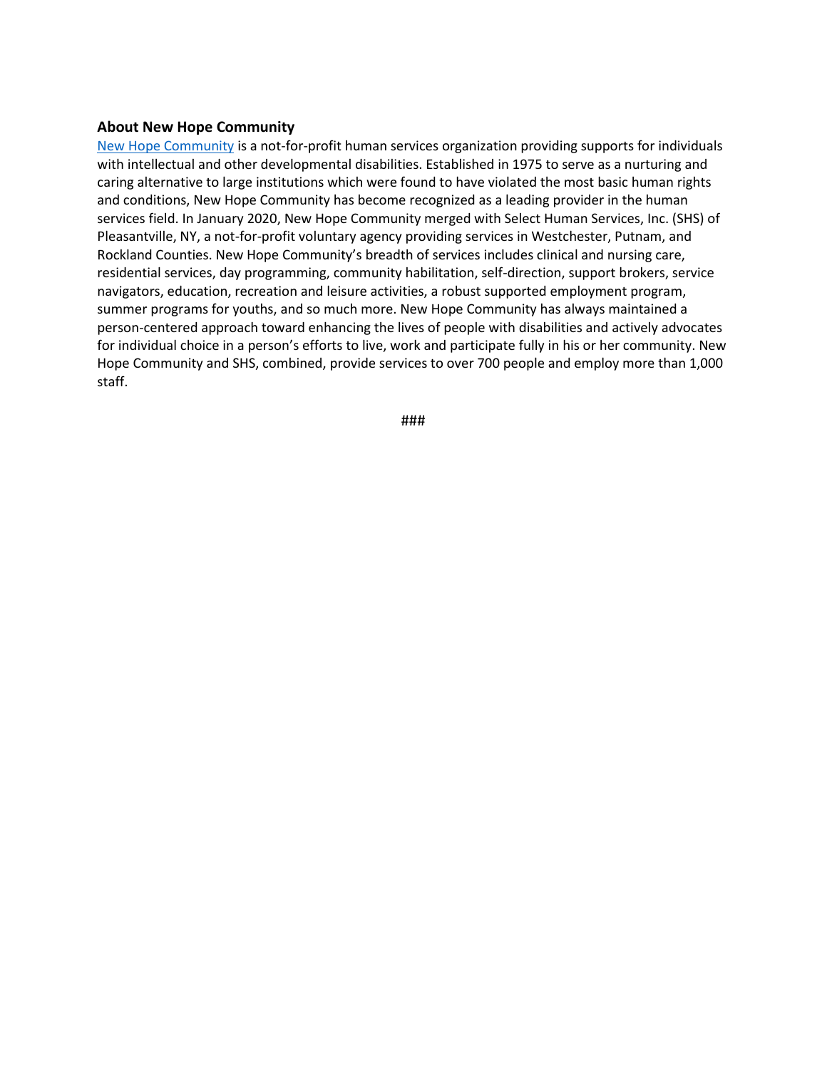**About New Hope Community**

New Hope Community is a not-for-profit human services organization providing supports for individuals with intellectual and other developmental disabilities. Established in 1975 to serve as a nurturing and caring alternative to large institutions which were found to have violated the most basic human rights and conditions, New Hope Community has become recognized as a leading provider in the human services field. In January 2020, New Hope Community merged with Select Human Services, Inc. (SHS) of Pleasantville, NY, a not-for-profit voluntary agency providing services in Westchester, Putnam, and Rockland Counties. New Hope Community's breadth of services includes clinical and nursing care, residential services, day programming, community habilitation, self-direction, support brokers, service navigators, education, recreation and leisure activities, a robust supported employment program, summer programs for youths, and so much more. New Hope Community has always maintained a person-centered approach toward enhancing the lives of people with disabilities and actively advocates for individual choice in a person's efforts to live, work and participate fully in his or her community. New Hope Community and SHS, combined, provide services to over 700 people and employ more than 1,000 staff.

###